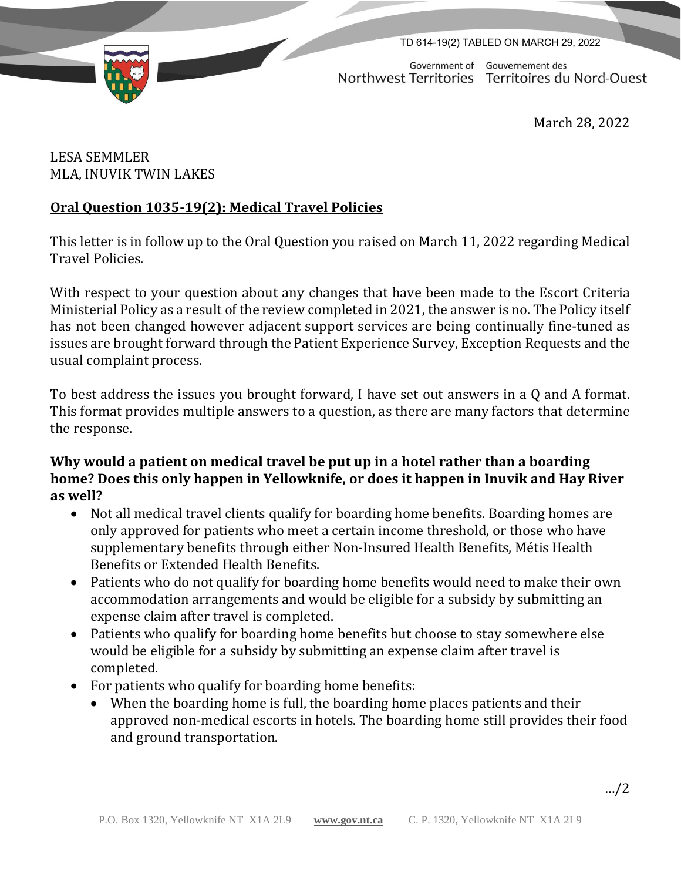TD 614-19(2) TABLED ON MARCH 29, 2022

Government of Northwest Territories Gouvernement des Territoires du Nord-Ouest

March 28, 2022

LESA SEMMLER
MLA, INUVIK TWIN LAKES

**Oral Question 1035-19(2): Medical Travel Policies**

This letter is in follow up to the Oral Question you raised on March 11, 2022 regarding Medical Travel Policies.

With respect to your question about any changes that have been made to the Escort Criteria Ministerial Policy as a result of the review completed in 2021, the answer is no. The Policy itself has not been changed however adjacent support services are being continually fine-tuned as issues are brought forward through the Patient Experience Survey, Exception Requests and the usual complaint process.

To best address the issues you brought forward, I have set out answers in a Q and A format. This format provides multiple answers to a question, as there are many factors that determine the response.

**Why would a patient on medical travel be put up in a hotel rather than a boarding home? Does this only happen in Yellowknife, or does it happen in Inuvik and Hay River as well?**

- Not all medical travel clients qualify for boarding home benefits. Boarding homes are only approved for patients who meet a certain income threshold, or those who have supplementary benefits through either Non-Insured Health Benefits, Métis Health Benefits or Extended Health Benefits.
- Patients who do not qualify for boarding home benefits would need to make their own accommodation arrangements and would be eligible for a subsidy by submitting an expense claim after travel is completed.
- Patients who qualify for boarding home benefits but choose to stay somewhere else would be eligible for a subsidy by submitting an expense claim after travel is completed.
- For patients who qualify for boarding home benefits:
  - When the boarding home is full, the boarding home places patients and their approved non-medical escorts in hotels. The boarding home still provides their food and ground transportation.

…/2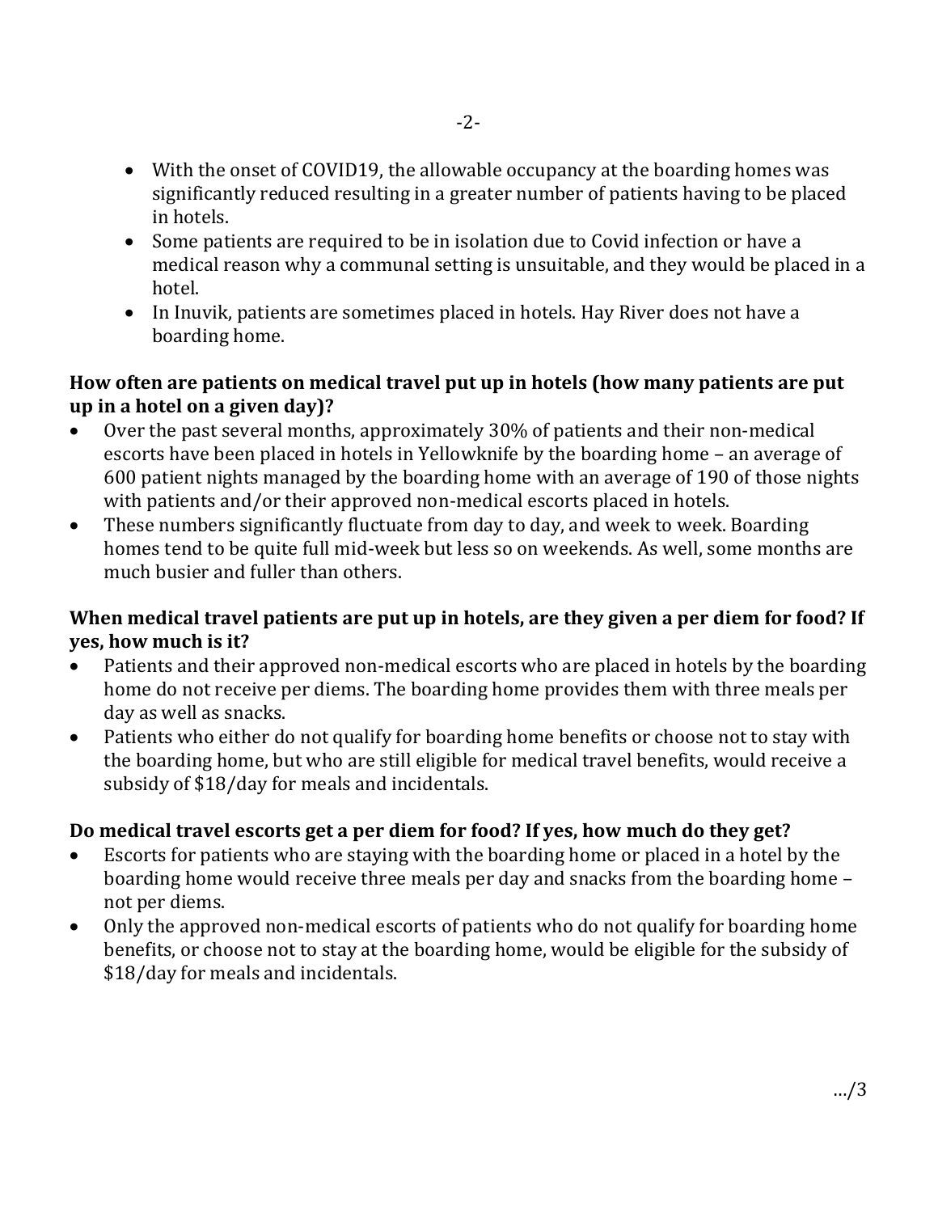- With the onset of COVID19, the allowable occupancy at the boarding homes was significantly reduced resulting in a greater number of patients having to be placed in hotels.
- Some patients are required to be in isolation due to Covid infection or have a medical reason why a communal setting is unsuitable, and they would be placed in a hotel.
- In Inuvik, patients are sometimes placed in hotels. Hay River does not have a boarding home.

**How often are patients on medical travel put up in hotels (how many patients are put up in a hotel on a given day)?**

- Over the past several months, approximately 30% of patients and their non-medical escorts have been placed in hotels in Yellowknife by the boarding home – an average of 600 patient nights managed by the boarding home with an average of 190 of those nights with patients and/or their approved non-medical escorts placed in hotels.
- These numbers significantly fluctuate from day to day, and week to week. Boarding homes tend to be quite full mid-week but less so on weekends. As well, some months are much busier and fuller than others.

**When medical travel patients are put up in hotels, are they given a per diem for food? If yes, how much is it?**

- Patients and their approved non-medical escorts who are placed in hotels by the boarding home do not receive per diems. The boarding home provides them with three meals per day as well as snacks.
- Patients who either do not qualify for boarding home benefits or choose not to stay with the boarding home, but who are still eligible for medical travel benefits, would receive a subsidy of $18/day for meals and incidentals.

**Do medical travel escorts get a per diem for food? If yes, how much do they get?**

- Escorts for patients who are staying with the boarding home or placed in a hotel by the boarding home would receive three meals per day and snacks from the boarding home – not per diems.
- Only the approved non-medical escorts of patients who do not qualify for boarding home benefits, or choose not to stay at the boarding home, would be eligible for the subsidy of $18/day for meals and incidentals.

…/3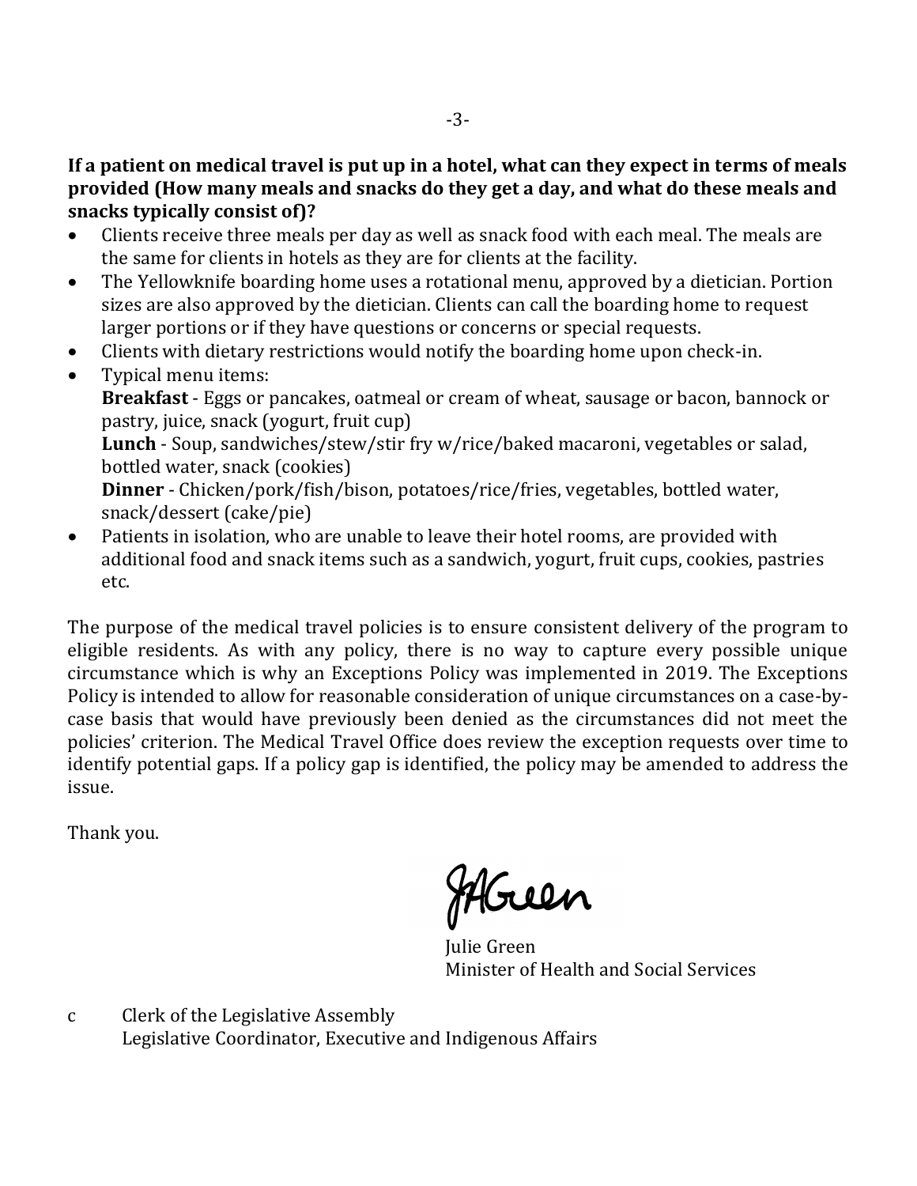**If a patient on medical travel is put up in a hotel, what can they expect in terms of meals provided (How many meals and snacks do they get a day, and what do these meals and snacks typically consist of)?**

- Clients receive three meals per day as well as snack food with each meal. The meals are the same for clients in hotels as they are for clients at the facility.
- The Yellowknife boarding home uses a rotational menu, approved by a dietician. Portion sizes are also approved by the dietician. Clients can call the boarding home to request larger portions or if they have questions or concerns or special requests.
- Clients with dietary restrictions would notify the boarding home upon check-in.
- Typical menu items:
  **Breakfast** - Eggs or pancakes, oatmeal or cream of wheat, sausage or bacon, bannock or pastry, juice, snack (yogurt, fruit cup)
  **Lunch** - Soup, sandwiches/stew/stir fry w/rice/baked macaroni, vegetables or salad, bottled water, snack (cookies)
  **Dinner** - Chicken/pork/fish/bison, potatoes/rice/fries, vegetables, bottled water, snack/dessert (cake/pie)
- Patients in isolation, who are unable to leave their hotel rooms, are provided with additional food and snack items such as a sandwich, yogurt, fruit cups, cookies, pastries etc.

The purpose of the medical travel policies is to ensure consistent delivery of the program to eligible residents. As with any policy, there is no way to capture every possible unique circumstance which is why an Exceptions Policy was implemented in 2019. The Exceptions Policy is intended to allow for reasonable consideration of unique circumstances on a case-by-case basis that would have previously been denied as the circumstances did not meet the policies' criterion. The Medical Travel Office does review the exception requests over time to identify potential gaps. If a policy gap is identified, the policy may be amended to address the issue.

Thank you.

JAGreen

Julie Green
Minister of Health and Social Services

c Clerk of the Legislative Assembly
Legislative Coordinator, Executive and Indigenous Affairs